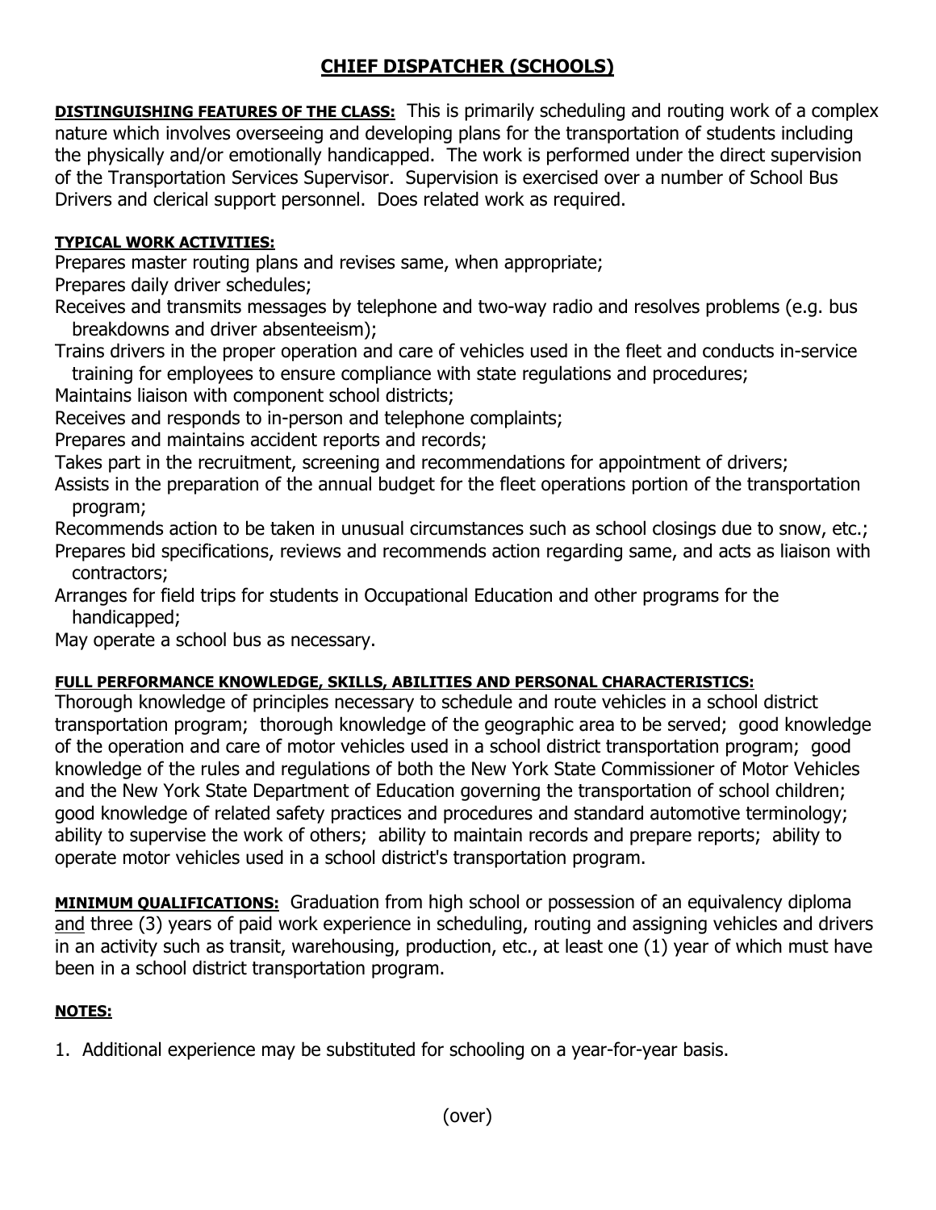# CHIEF DISPATCHER (SCHOOLS)

**DISTINGUISHING FEATURES OF THE CLASS:** This is primarily scheduling and routing work of a complex nature which involves overseeing and developing plans for the transportation of students including the physically and/or emotionally handicapped. The work is performed under the direct supervision of the Transportation Services Supervisor. Supervision is exercised over a number of School Bus Drivers and clerical support personnel. Does related work as required.

**TYPICAL WORK ACTIVITIES:**

Prepares master routing plans and revises same, when appropriate;
Prepares daily driver schedules;
Receives and transmits messages by telephone and two-way radio and resolves problems (e.g. bus breakdowns and driver absenteeism);
Trains drivers in the proper operation and care of vehicles used in the fleet and conducts in-service training for employees to ensure compliance with state regulations and procedures;
Maintains liaison with component school districts;
Receives and responds to in-person and telephone complaints;
Prepares and maintains accident reports and records;
Takes part in the recruitment, screening and recommendations for appointment of drivers;
Assists in the preparation of the annual budget for the fleet operations portion of the transportation program;
Recommends action to be taken in unusual circumstances such as school closings due to snow, etc.;
Prepares bid specifications, reviews and recommends action regarding same, and acts as liaison with contractors;
Arranges for field trips for students in Occupational Education and other programs for the handicapped;
May operate a school bus as necessary.

**FULL PERFORMANCE KNOWLEDGE, SKILLS, ABILITIES AND PERSONAL CHARACTERISTICS:**
Thorough knowledge of principles necessary to schedule and route vehicles in a school district transportation program; thorough knowledge of the geographic area to be served; good knowledge of the operation and care of motor vehicles used in a school district transportation program; good knowledge of the rules and regulations of both the New York State Commissioner of Motor Vehicles and the New York State Department of Education governing the transportation of school children; good knowledge of related safety practices and procedures and standard automotive terminology; ability to supervise the work of others; ability to maintain records and prepare reports; ability to operate motor vehicles used in a school district's transportation program.

**MINIMUM QUALIFICATIONS:** Graduation from high school or possession of an equivalency diploma and three (3) years of paid work experience in scheduling, routing and assigning vehicles and drivers in an activity such as transit, warehousing, production, etc., at least one (1) year of which must have been in a school district transportation program.

**NOTES:**

1. Additional experience may be substituted for schooling on a year-for-year basis.

(over)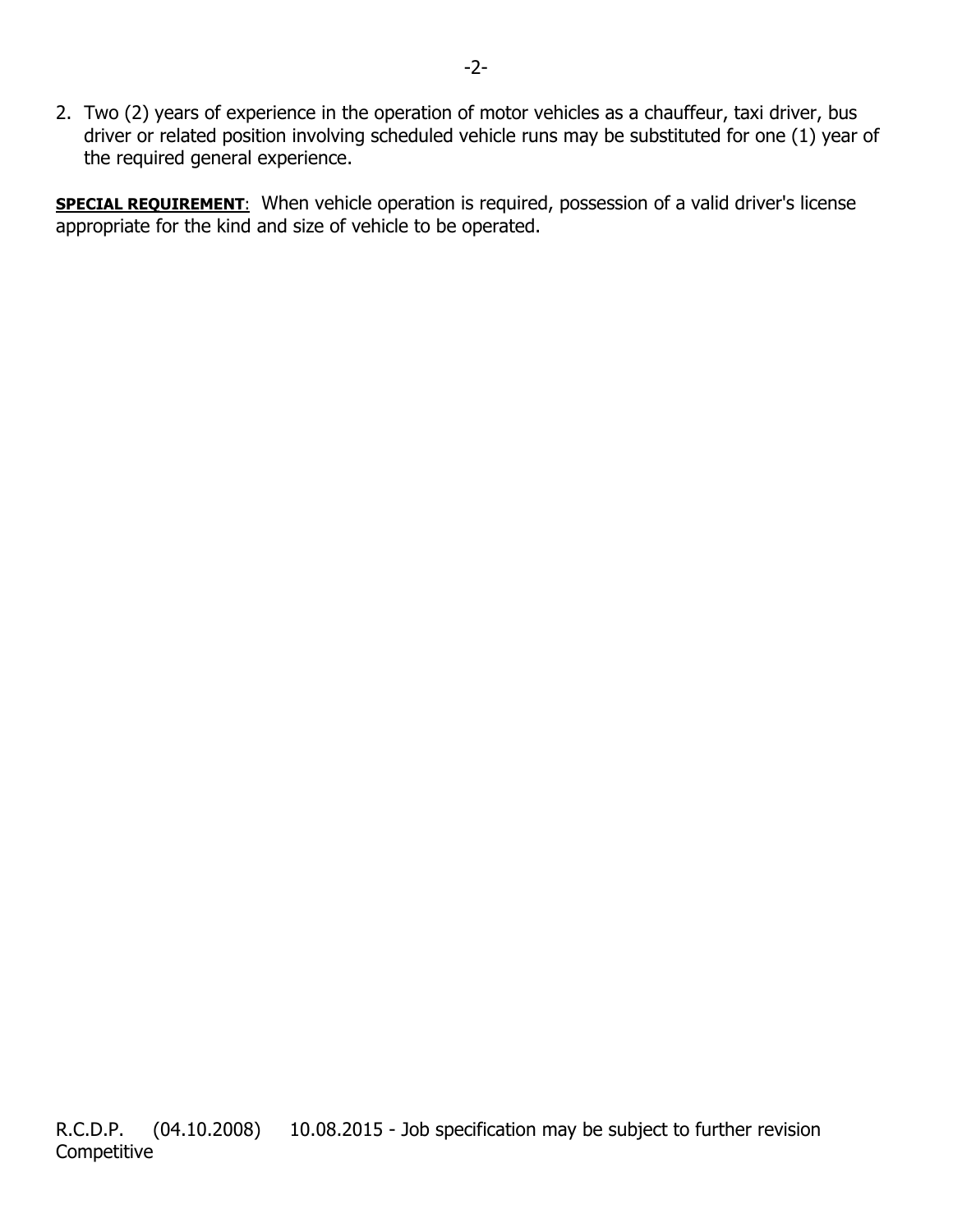2. Two (2) years of experience in the operation of motor vehicles as a chauffeur, taxi driver, bus driver or related position involving scheduled vehicle runs may be substituted for one (1) year of the required general experience.

**SPECIAL REQUIREMENT**: When vehicle operation is required, possession of a valid driver's license appropriate for the kind and size of vehicle to be operated.

R.C.D.P. (04.10.2008) 10.08.2015 - Job specification may be subject to further revision
Competitive